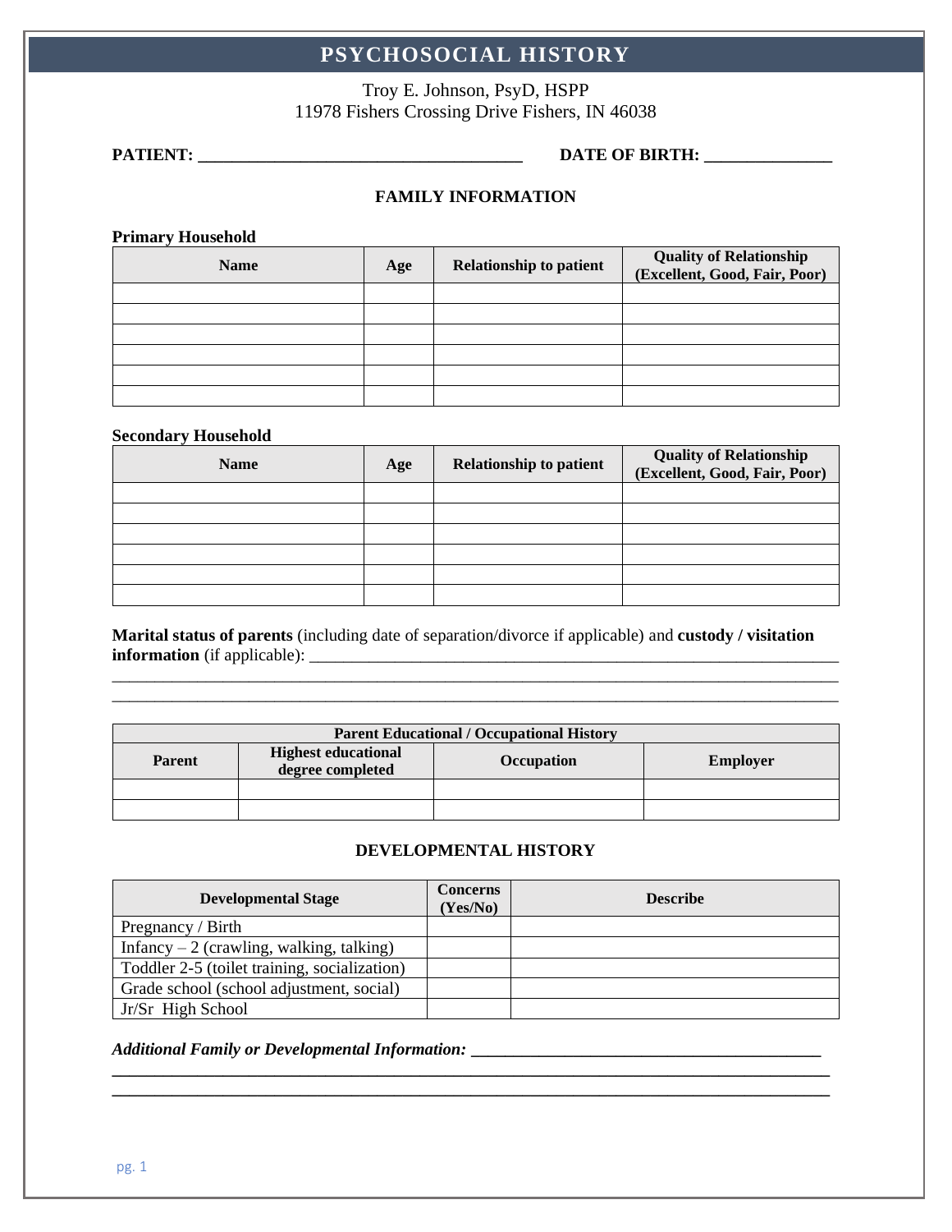# PSYCHOSOCIAL HISTORY

Troy E. Johnson, PsyD, HSPP
11978 Fishers Crossing Drive Fishers, IN 46038

**PATIENT: ______________________________________ DATE OF BIRTH: _______________**

### FAMILY INFORMATION

**Primary Household**

| Name | Age | Relationship to patient | Quality of Relationship (Excellent, Good, Fair, Poor) |
|---|---|---|---|
| | | | |
| | | | |
| | | | |
| | | | |
| | | | |
| | | | |

**Secondary Household**

| Name | Age | Relationship to patient | Quality of Relationship (Excellent, Good, Fair, Poor) |
|---|---|---|---|
| | | | |
| | | | |
| | | | |
| | | | |
| | | | |
| | | | |

**Marital status of parents** (including date of separation/divorce if applicable) and **custody / visitation information** (if applicable): ________________________________________________________________
________________________________________________________________________________
________________________________________________________________________________

| Parent Educational / Occupational History | | | |
|---|---|---|---|
| **Parent** | **Highest educational degree completed** | **Occupation** | **Employer** |
| | | | |
| | | | |

### DEVELOPMENTAL HISTORY

| Developmental Stage | Concerns (Yes/No) | Describe |
|---|---|---|
| Pregnancy / Birth | | |
| Infancy – 2 (crawling, walking, talking) | | |
| Toddler 2-5 (toilet training, socialization) | | |
| Grade school (school adjustment, social) | | |
| Jr/Sr High School | | |

***Additional Family or Developmental Information:*** **_________________________________________**
**________________________________________________________________________________**
**________________________________________________________________________________**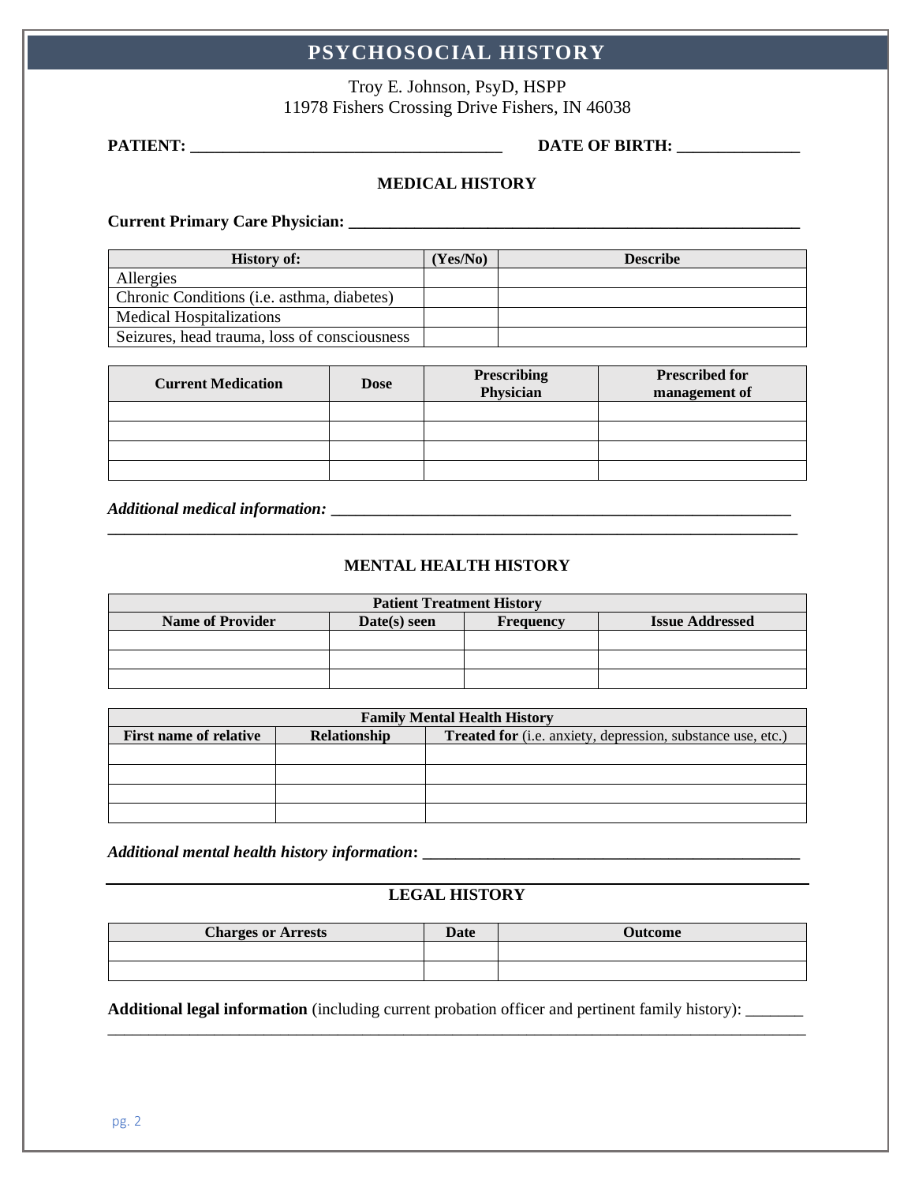# PSYCHOSOCIAL HISTORY

Troy E. Johnson, PsyD, HSPP
11978 Fishers Crossing Drive Fishers, IN 46038

**PATIENT: ____________________________________ DATE OF BIRTH: ______________**

## MEDICAL HISTORY

**Current Primary Care Physician: ____________________________________________________**

| History of: | (Yes/No) | Describe |
|---|---|---|
| Allergies | | |
| Chronic Conditions (i.e. asthma, diabetes) | | |
| Medical Hospitalizations | | |
| Seizures, head trauma, loss of consciousness | | |

| Current Medication | Dose | Prescribing Physician | Prescribed for management of |
|---|---|---|---|
| | | | |
| | | | |
| | | | |
| | | | |

***Additional medical information:* ______________________________________________________**
**_______________________________________________________________________________**

## MENTAL HEALTH HISTORY

| Patient Treatment History | | | |
|---|---|---|---|
| **Name of Provider** | **Date(s) seen** | **Frequency** | **Issue Addressed** |
| | | | |
| | | | |
| | | | |

| Family Mental Health History | | |
|---|---|---|
| **First name of relative** | **Relationship** | **Treated for** (i.e. anxiety, depression, substance use, etc.) |
| | | |
| | | |
| | | |
| | | |

***Additional mental health history information*: ____________________________________________**

## LEGAL HISTORY

| Charges or Arrests | Date | Outcome |
|---|---|---|
| | | |
| | | |

**Additional legal information** (including current probation officer and pertinent family history): _______
_______________________________________________________________________________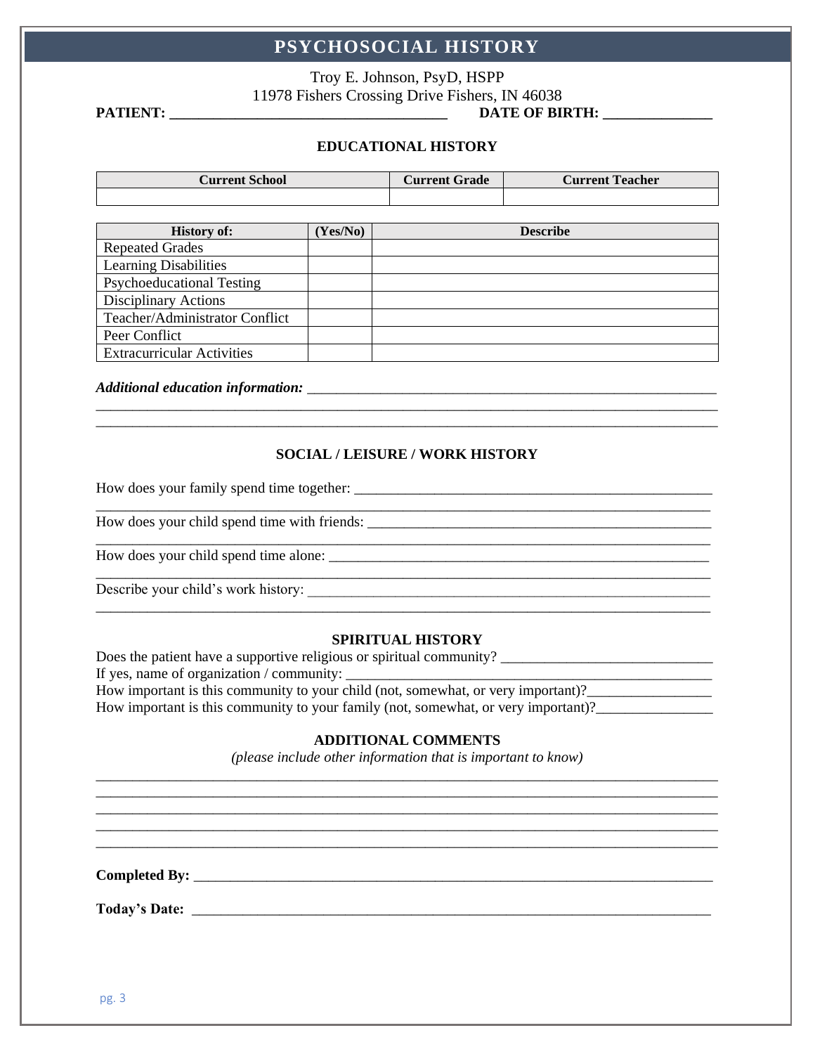# PSYCHOSOCIAL HISTORY

Troy E. Johnson, PsyD, HSPP
11978 Fishers Crossing Drive Fishers, IN 46038

**PATIENT:** ____________________________________ **DATE OF BIRTH:** ______________

## EDUCATIONAL HISTORY

| Current School | Current Grade | Current Teacher |
|---|---|---|
| | | |

| History of: | (Yes/No) | Describe |
|---|---|---|
| Repeated Grades | | |
| Learning Disabilities | | |
| Psychoeducational Testing | | |
| Disciplinary Actions | | |
| Teacher/Administrator Conflict | | |
| Peer Conflict | | |
| Extracurricular Activities | | |

***Additional education information:*** ________________________________________________________
_______________________________________________________________________________
_______________________________________________________________________________

## SOCIAL / LEISURE / WORK HISTORY

How does your family spend time together: _______________________________________________
_______________________________________________________________________________

How does your child spend time with friends: _____________________________________________
_______________________________________________________________________________

How does your child spend time alone: __________________________________________________
_______________________________________________________________________________

Describe your child's work history: _____________________________________________________
_______________________________________________________________________________

## SPIRITUAL HISTORY

Does the patient have a supportive religious or spiritual community? ____________________________
If yes, name of organization / community: _________________________________________________
How important is this community to your child (not, somewhat, or very important)?________________
How important is this community to your family (not, somewhat, or very important)?_______________

## ADDITIONAL COMMENTS

*(please include other information that is important to know)*

_______________________________________________________________________________
_______________________________________________________________________________
_______________________________________________________________________________
_______________________________________________________________________________
_______________________________________________________________________________

**Completed By:** _________________________________________________________________

**Today's Date:** _________________________________________________________________